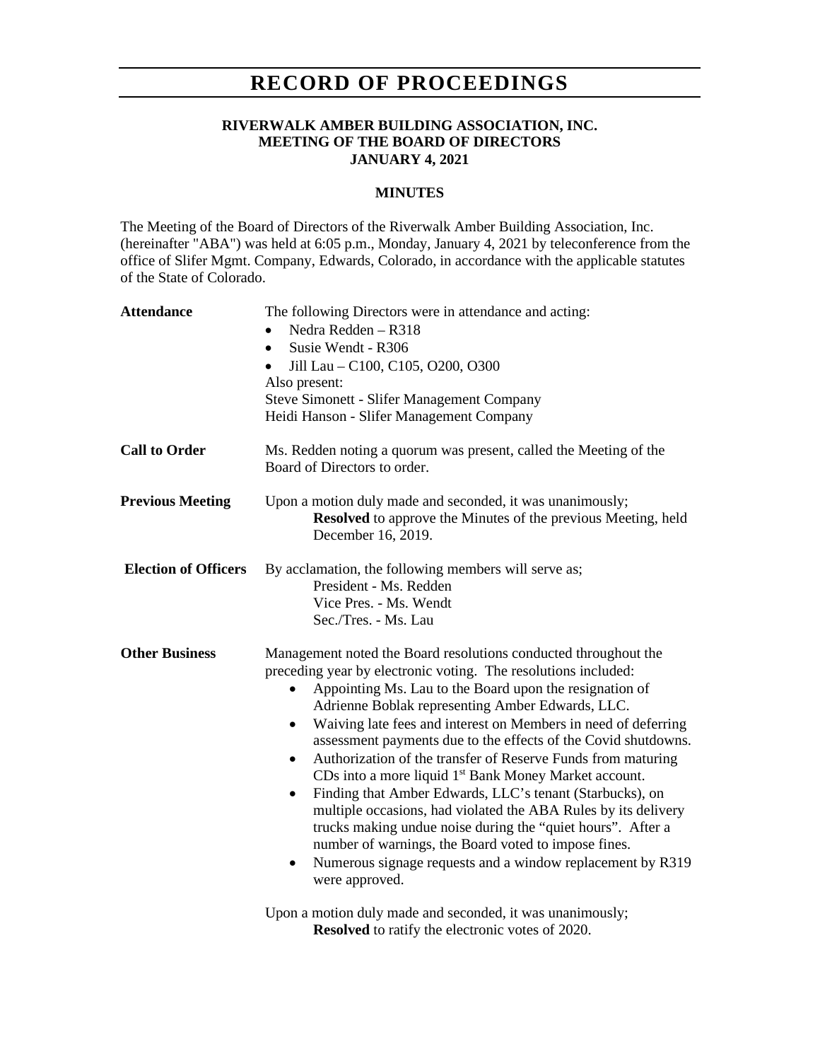# RECORD OF PROCEEDINGS

**RIVERWALK AMBER BUILDING ASSOCIATION, INC.**
**MEETING OF THE BOARD OF DIRECTORS**
**JANUARY 4, 2021**

**MINUTES**

The Meeting of the Board of Directors of the Riverwalk Amber Building Association, Inc. (hereinafter "ABA") was held at 6:05 p.m., Monday, January 4, 2021 by teleconference from the office of Slifer Mgmt. Company, Edwards, Colorado, in accordance with the applicable statutes of the State of Colorado.

**Attendance**

The following Directors were in attendance and acting:

- Nedra Redden – R318
- Susie Wendt - R306
- Jill Lau – C100, C105, O200, O300

Also present:
Steve Simonett - Slifer Management Company
Heidi Hanson - Slifer Management Company

**Call to Order**

Ms. Redden noting a quorum was present, called the Meeting of the Board of Directors to order.

**Previous Meeting**

Upon a motion duly made and seconded, it was unanimously;
**Resolved** to approve the Minutes of the previous Meeting, held December 16, 2019.

**Election of Officers**

By acclamation, the following members will serve as;
President - Ms. Redden
Vice Pres. - Ms. Wendt
Sec./Tres. - Ms. Lau

**Other Business**

Management noted the Board resolutions conducted throughout the preceding year by electronic voting. The resolutions included:

- Appointing Ms. Lau to the Board upon the resignation of Adrienne Boblak representing Amber Edwards, LLC.
- Waiving late fees and interest on Members in need of deferring assessment payments due to the effects of the Covid shutdowns.
- Authorization of the transfer of Reserve Funds from maturing CDs into a more liquid 1st Bank Money Market account.
- Finding that Amber Edwards, LLC's tenant (Starbucks), on multiple occasions, had violated the ABA Rules by its delivery trucks making undue noise during the "quiet hours". After a number of warnings, the Board voted to impose fines.
- Numerous signage requests and a window replacement by R319 were approved.

Upon a motion duly made and seconded, it was unanimously;
**Resolved** to ratify the electronic votes of 2020.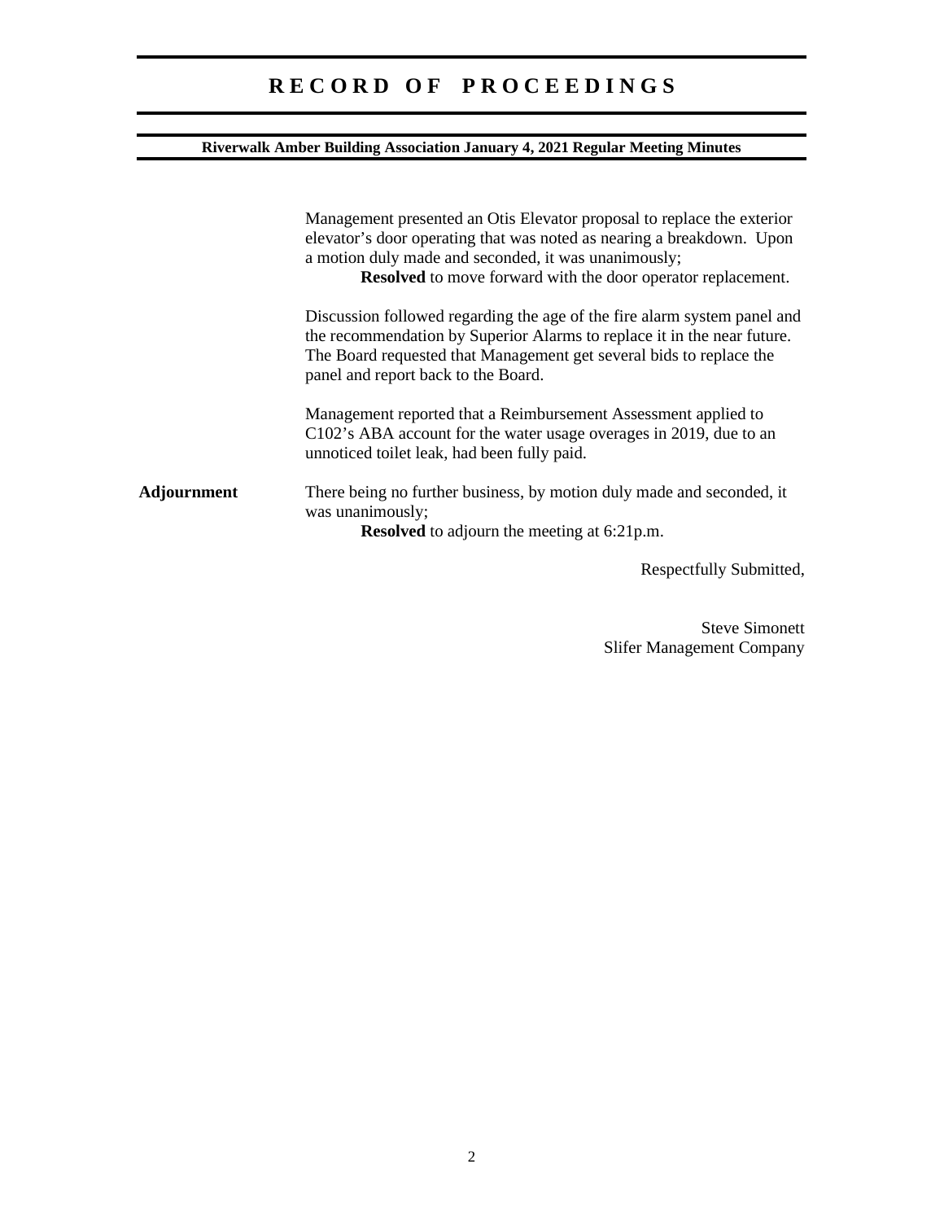# RECORD OF PROCEEDINGS

**Riverwalk Amber Building Association January 4, 2021 Regular Meeting Minutes**

Management presented an Otis Elevator proposal to replace the exterior elevator's door operating that was noted as nearing a breakdown. Upon a motion duly made and seconded, it was unanimously;

**Resolved** to move forward with the door operator replacement.

Discussion followed regarding the age of the fire alarm system panel and the recommendation by Superior Alarms to replace it in the near future. The Board requested that Management get several bids to replace the panel and report back to the Board.

Management reported that a Reimbursement Assessment applied to C102's ABA account for the water usage overages in 2019, due to an unnoticed toilet leak, had been fully paid.

**Adjournment**

There being no further business, by motion duly made and seconded, it was unanimously;

**Resolved** to adjourn the meeting at 6:21p.m.

Respectfully Submitted,

Steve Simonett
Slifer Management Company